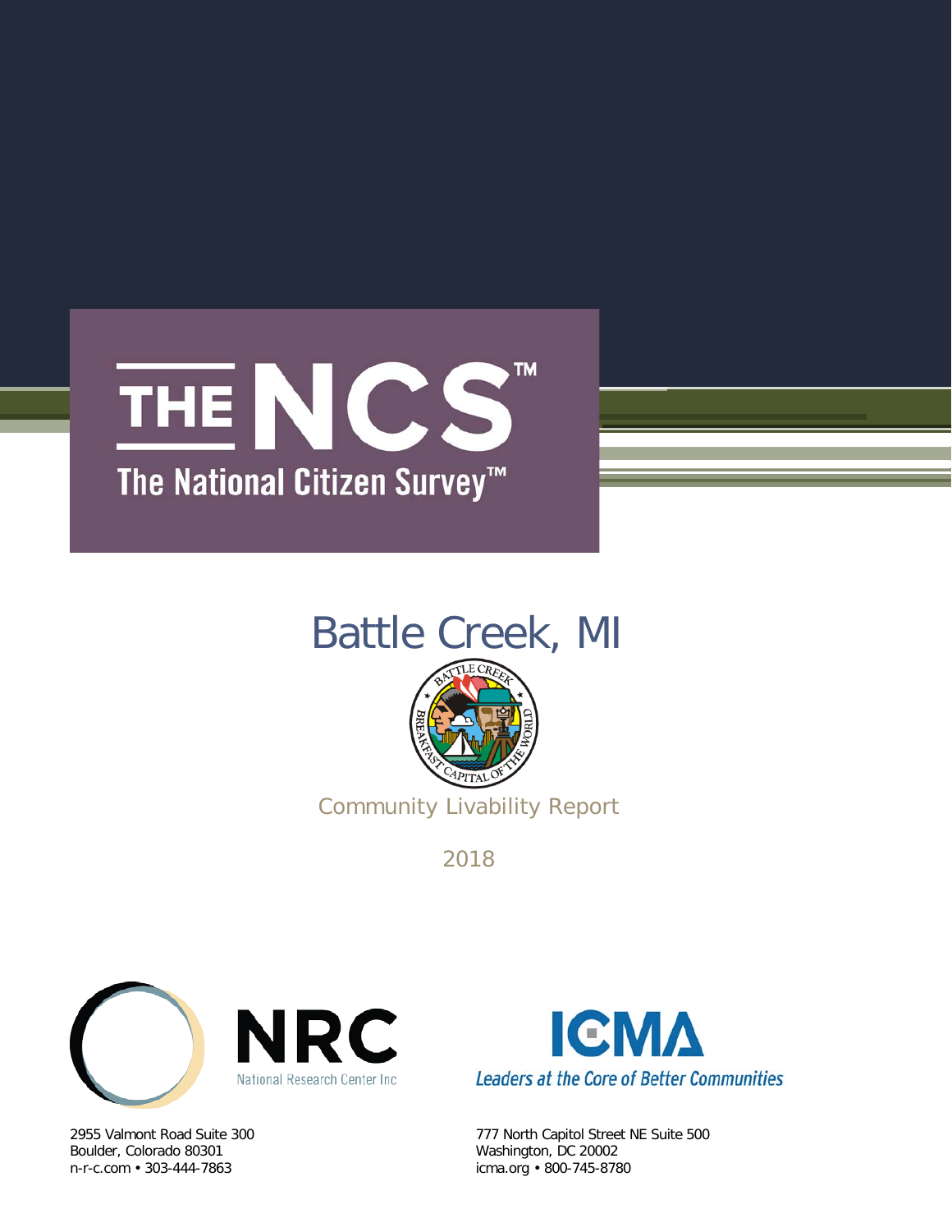# THE NCS™

## The National Citizen Survey™

# Battle Creek, MI

BATTLE CREEK
BREAKFAST CAPITAL OF THE WORLD

Community Livability Report

2018

NRC
National Research Center Inc

ICMA
*Leaders at the Core of Better Communities*

2955 Valmont Road Suite 300
Boulder, Colorado 80301
n-r-c.com • 303-444-7863

777 North Capitol Street NE Suite 500
Washington, DC 20002
icma.org • 800-745-8780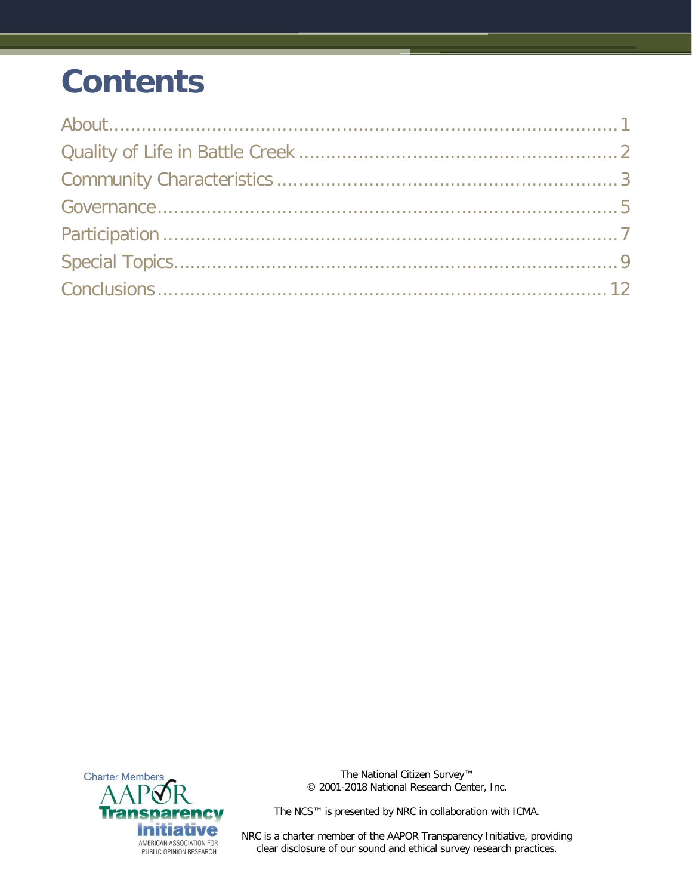# Contents

About ........................................................................ 1
Quality of Life in Battle Creek ................................................ 2
Community Characteristics ................................................... 3
Governance ................................................................ 5
Participation ............................................................... 7
Special Topics .............................................................. 9
Conclusions ............................................................... 12

The National Citizen Survey™
© 2001-2018 National Research Center, Inc.

The NCS™ is presented by NRC in collaboration with ICMA.

NRC is a charter member of the AAPOR Transparency Initiative, providing clear disclosure of our sound and ethical survey research practices.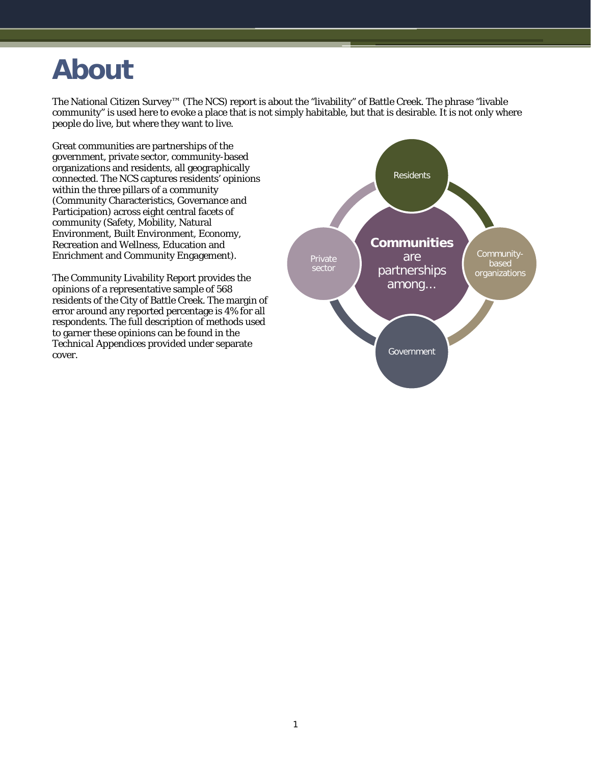# About

The National Citizen Survey™ (The NCS) report is about the "livability" of Battle Creek. The phrase "livable community" is used here to evoke a place that is not simply habitable, but that is desirable. It is not only where people do live, but where they want to live.

Great communities are partnerships of the government, private sector, community-based organizations and residents, all geographically connected. The NCS captures residents' opinions within the three pillars of a community (Community Characteristics, Governance and Participation) across eight central facets of community (Safety, Mobility, Natural Environment, Built Environment, Economy, Recreation and Wellness, Education and Enrichment and Community Engagement).

The Community Livability Report provides the opinions of a representative sample of 568 residents of the City of Battle Creek. The margin of error around any reported percentage is 4% for all respondents. The full description of methods used to garner these opinions can be found in the Technical Appendices provided under separate cover.

**Communities** are partnerships among…

- Residents
- Community-based organizations
- Government
- Private sector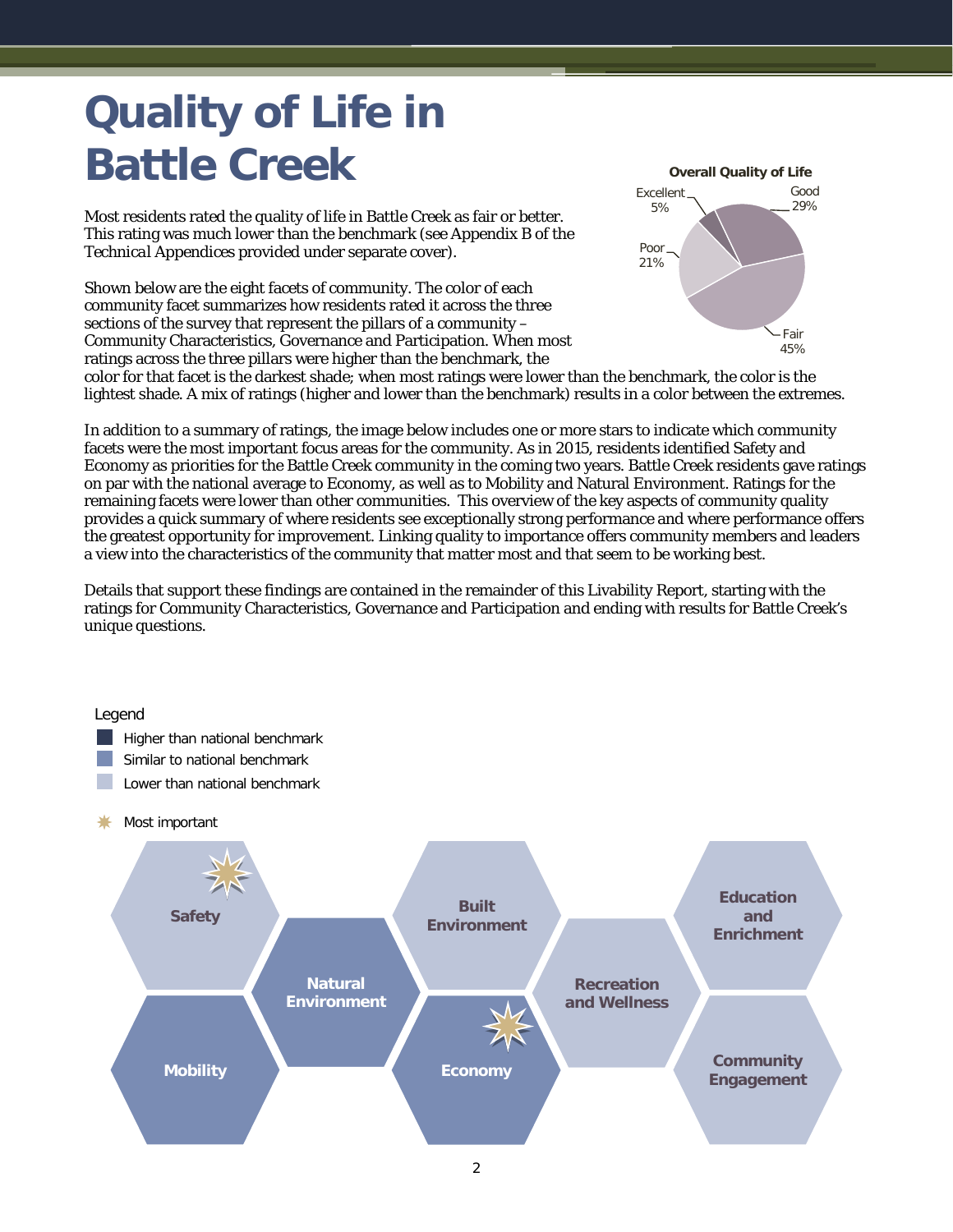# Quality of Life in Battle Creek

Most residents rated the quality of life in Battle Creek as fair or better. This rating was much lower than the benchmark (see Appendix B of the *Technical Appendices* provided under separate cover).

**Overall Quality of Life**

| Rating | Percent |
|---|---|
| Excellent | 5% |
| Good | 29% |
| Fair | 45% |
| Poor | 21% |

Shown below are the eight facets of community. The color of each community facet summarizes how residents rated it across the three sections of the survey that represent the pillars of a community – Community Characteristics, Governance and Participation. When most ratings across the three pillars were higher than the benchmark, the color for that facet is the darkest shade; when most ratings were lower than the benchmark, the color is the lightest shade. A mix of ratings (higher and lower than the benchmark) results in a color between the extremes.

In addition to a summary of ratings, the image below includes one or more stars to indicate which community facets were the most important focus areas for the community. As in 2015, residents identified Safety and Economy as priorities for the Battle Creek community in the coming two years. Battle Creek residents gave ratings on par with the national average to Economy, as well as to Mobility and Natural Environment. Ratings for the remaining facets were lower than other communities. This overview of the key aspects of community quality provides a quick summary of where residents see exceptionally strong performance and where performance offers the greatest opportunity for improvement. Linking quality to importance offers community members and leaders a view into the characteristics of the community that matter most and that seem to be working best.

Details that support these findings are contained in the remainder of this Livability Report, starting with the ratings for Community Characteristics, Governance and Participation and ending with results for Battle Creek's unique questions.

Legend

- Higher than national benchmark
- Similar to national benchmark
- Lower than national benchmark
- Most important

| Facet | Rating | Most important |
|---|---|---|
| Safety | Lower than national benchmark | ✷ |
| Mobility | Similar to national benchmark | |
| Natural Environment | Similar to national benchmark | |
| Built Environment | Lower than national benchmark | |
| Economy | Similar to national benchmark | ✷ |
| Recreation and Wellness | Lower than national benchmark | |
| Education and Enrichment | Lower than national benchmark | |
| Community Engagement | Lower than national benchmark | |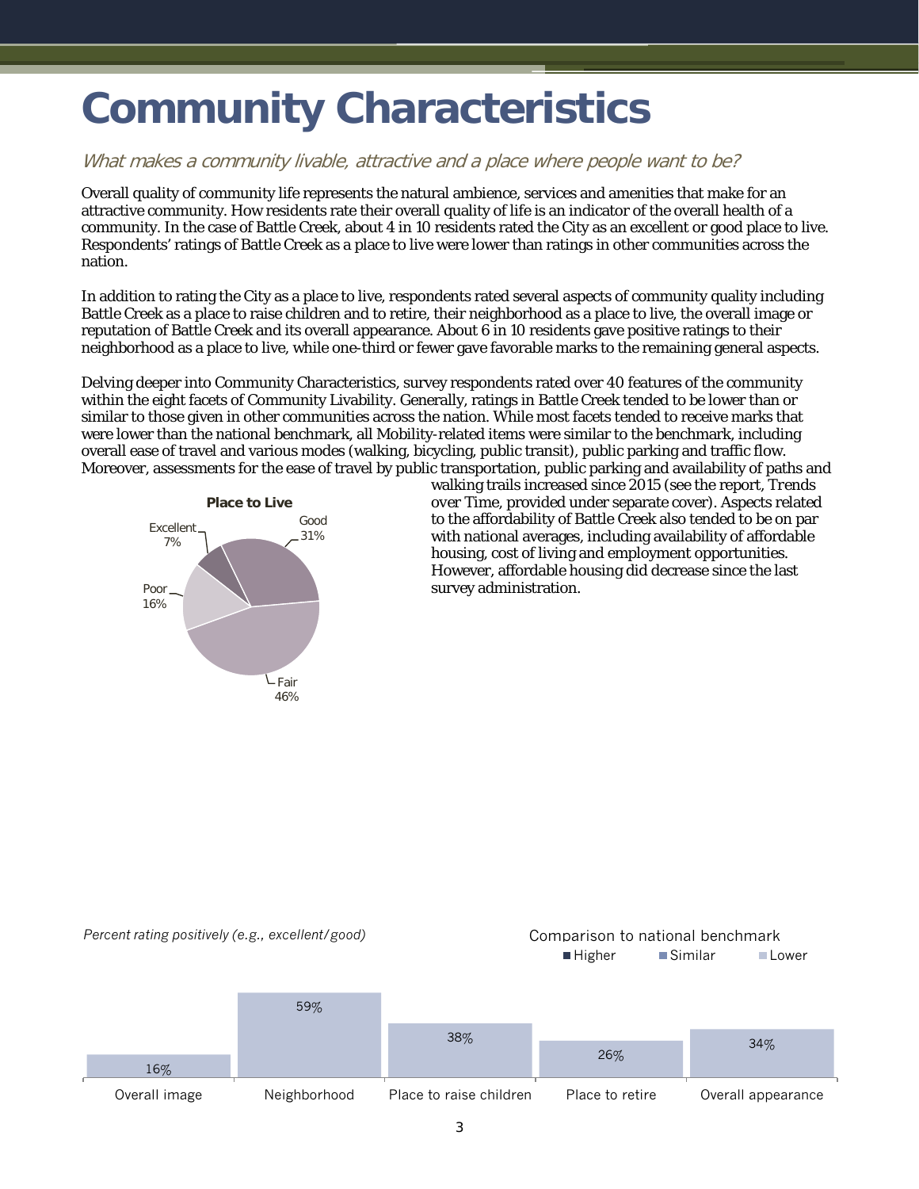# Community Characteristics

*What makes a community livable, attractive and a place where people want to be?*

Overall quality of community life represents the natural ambience, services and amenities that make for an attractive community. How residents rate their overall quality of life is an indicator of the overall health of a community. In the case of Battle Creek, about 4 in 10 residents rated the City as an excellent or good place to live. Respondents' ratings of Battle Creek as a place to live were lower than ratings in other communities across the nation.

In addition to rating the City as a place to live, respondents rated several aspects of community quality including Battle Creek as a place to raise children and to retire, their neighborhood as a place to live, the overall image or reputation of Battle Creek and its overall appearance. About 6 in 10 residents gave positive ratings to their neighborhood as a place to live, while one-third or fewer gave favorable marks to the remaining general aspects.

Delving deeper into Community Characteristics, survey respondents rated over 40 features of the community within the eight facets of Community Livability. Generally, ratings in Battle Creek tended to be lower than or similar to those given in other communities across the nation. While most facets tended to receive marks that were lower than the national benchmark, all Mobility-related items were similar to the benchmark, including overall ease of travel and various modes (walking, bicycling, public transit), public parking and traffic flow. Moreover, assessments for the ease of travel by public transportation, public parking and availability of paths and walking trails increased since 2015 (see the report, *Trends over Time*, provided under separate cover). Aspects related to the affordability of Battle Creek also tended to be on par with national averages, including availability of affordable housing, cost of living and employment opportunities. However, affordable housing did decrease since the last survey administration.

**Place to Live**

| Rating | Percent |
|---|---|
| Excellent | 7% |
| Good | 31% |
| Fair | 46% |
| Poor | 16% |

*Percent rating positively (e.g., excellent/good)*

Comparison to national benchmark: Higher / Similar / Lower

| Aspect | Percent | Comparison |
|---|---|---|
| Overall image | 16% | Lower |
| Neighborhood | 59% | Lower |
| Place to raise children | 38% | Lower |
| Place to retire | 26% | Lower |
| Overall appearance | 34% | Lower |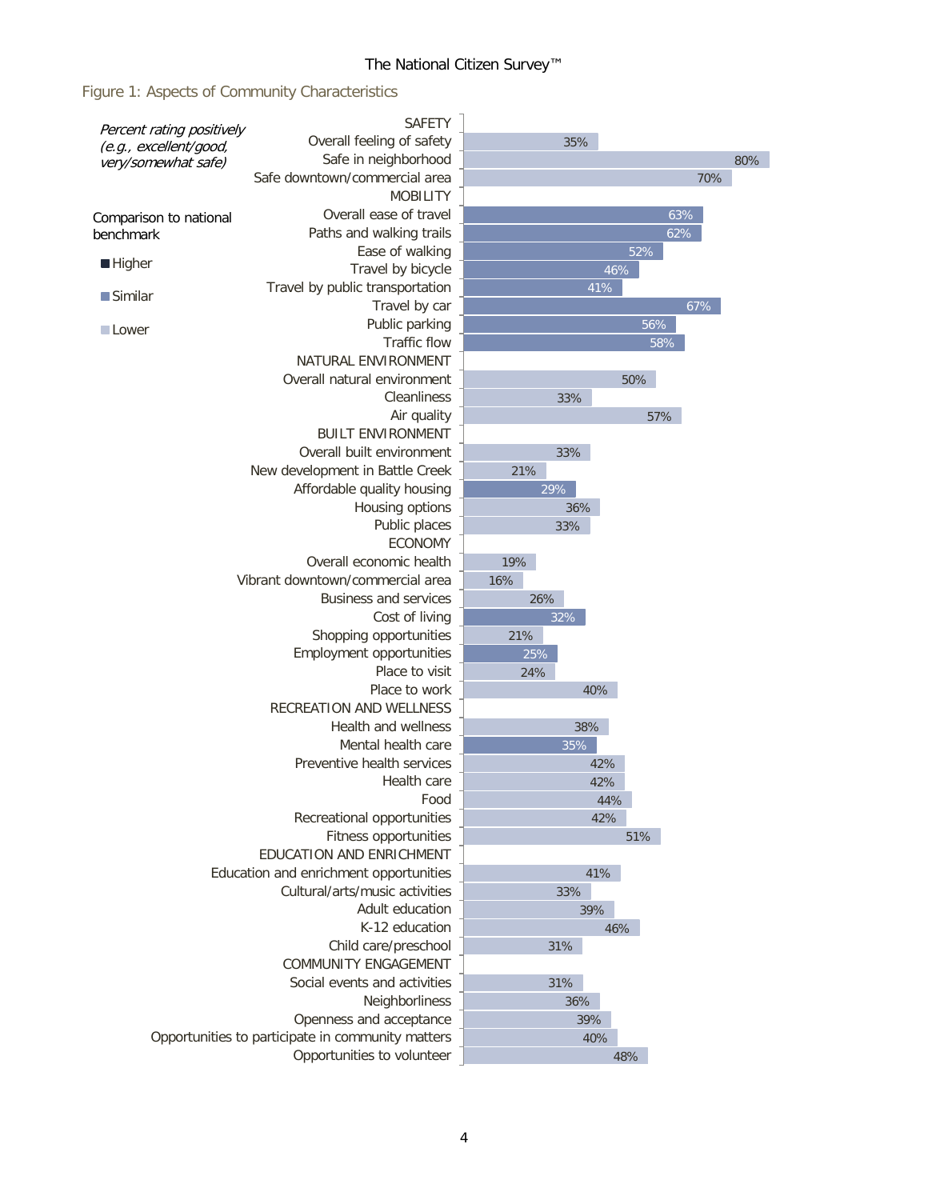Figure 1: Aspects of Community Characteristics

*Percent rating positively (e.g., excellent/good, very/somewhat safe)*

Comparison to national benchmark: Higher, Similar, Lower

| Category / Item | Percent | Comparison to national benchmark |
|---|---|---|
| **SAFETY** | | |
| Overall feeling of safety | 35% | Lower |
| Safe in neighborhood | 80% | Lower |
| Safe downtown/commercial area | 70% | Lower |
| **MOBILITY** | | |
| Overall ease of travel | 63% | Similar |
| Paths and walking trails | 62% | Similar |
| Ease of walking | 52% | Similar |
| Travel by bicycle | 46% | Similar |
| Travel by public transportation | 41% | Similar |
| Travel by car | 67% | Similar |
| Public parking | 56% | Similar |
| Traffic flow | 58% | Similar |
| **NATURAL ENVIRONMENT** | | |
| Overall natural environment | 50% | Lower |
| Cleanliness | 33% | Lower |
| Air quality | 57% | Lower |
| **BUILT ENVIRONMENT** | | |
| Overall built environment | 33% | Lower |
| New development in Battle Creek | 21% | Lower |
| Affordable quality housing | 29% | Similar |
| Housing options | 36% | Lower |
| Public places | 33% | Lower |
| **ECONOMY** | | |
| Overall economic health | 19% | Lower |
| Vibrant downtown/commercial area | 16% | Lower |
| Business and services | 26% | Lower |
| Cost of living | 32% | Similar |
| Shopping opportunities | 21% | Lower |
| Employment opportunities | 25% | Similar |
| Place to visit | 24% | Lower |
| Place to work | 40% | Lower |
| **RECREATION AND WELLNESS** | | |
| Health and wellness | 38% | Lower |
| Mental health care | 35% | Similar |
| Preventive health services | 42% | Lower |
| Health care | 42% | Lower |
| Food | 44% | Lower |
| Recreational opportunities | 42% | Lower |
| Fitness opportunities | 51% | Lower |
| **EDUCATION AND ENRICHMENT** | | |
| Education and enrichment opportunities | 41% | Lower |
| Cultural/arts/music activities | 33% | Lower |
| Adult education | 39% | Lower |
| K-12 education | 46% | Lower |
| Child care/preschool | 31% | Lower |
| **COMMUNITY ENGAGEMENT** | | |
| Social events and activities | 31% | Lower |
| Neighborliness | 36% | Lower |
| Openness and acceptance | 39% | Lower |
| Opportunities to participate in community matters | 40% | Lower |
| Opportunities to volunteer | 48% | Lower |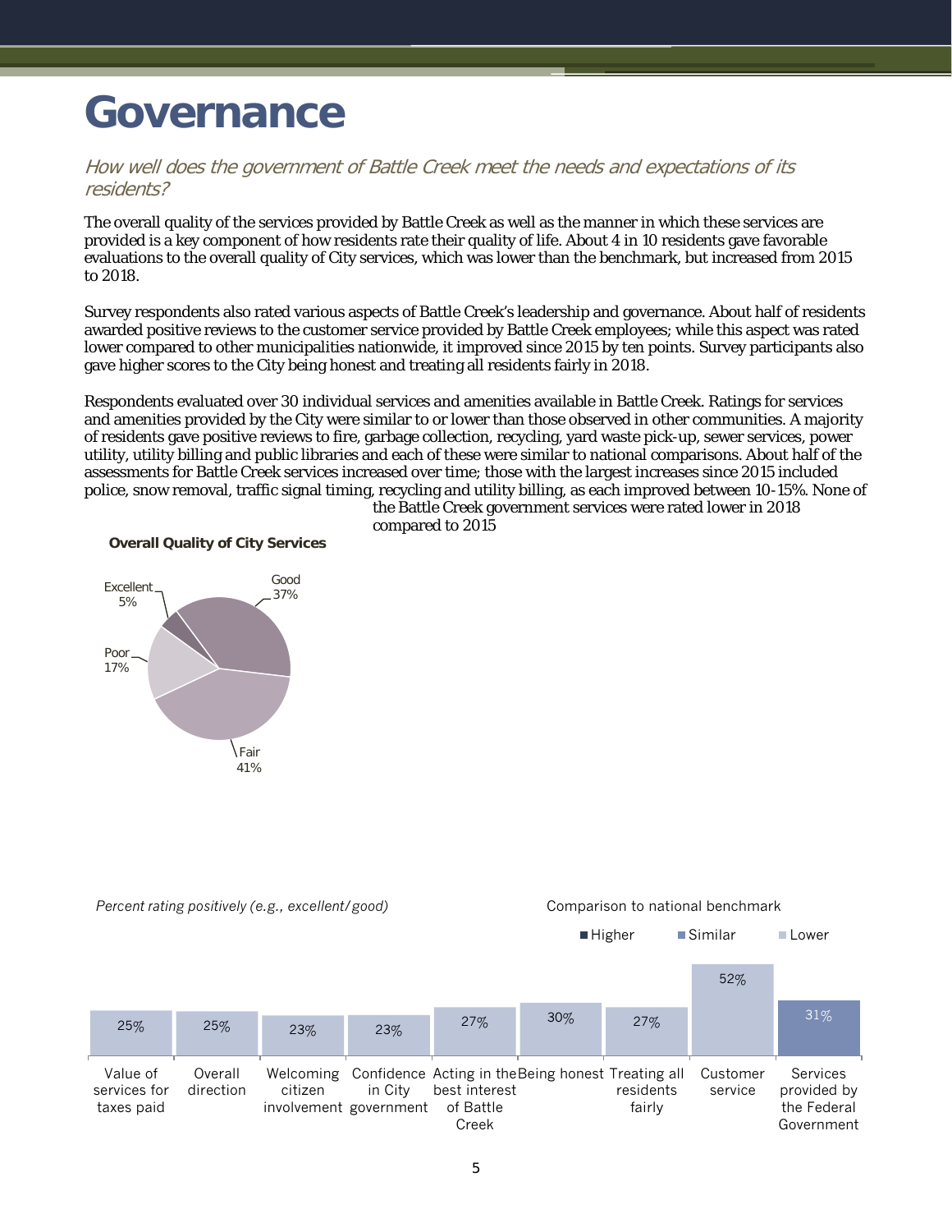# Governance

*How well does the government of Battle Creek meet the needs and expectations of its residents?*

The overall quality of the services provided by Battle Creek as well as the manner in which these services are provided is a key component of how residents rate their quality of life. About 4 in 10 residents gave favorable evaluations to the overall quality of City services, which was lower than the benchmark, but increased from 2015 to 2018.

Survey respondents also rated various aspects of Battle Creek's leadership and governance. About half of residents awarded positive reviews to the customer service provided by Battle Creek employees; while this aspect was rated lower compared to other municipalities nationwide, it improved since 2015 by ten points. Survey participants also gave higher scores to the City being honest and treating all residents fairly in 2018.

Respondents evaluated over 30 individual services and amenities available in Battle Creek. Ratings for services and amenities provided by the City were similar to or lower than those observed in other communities. A majority of residents gave positive reviews to fire, garbage collection, recycling, yard waste pick-up, sewer services, power utility, utility billing and public libraries and each of these were similar to national comparisons. About half of the assessments for Battle Creek services increased over time; those with the largest increases since 2015 included police, snow removal, traffic signal timing, recycling and utility billing, as each improved between 10-15%. None of the Battle Creek government services were rated lower in 2018 compared to 2015

**Overall Quality of City Services**

| Rating | Percent |
|---|---|
| Excellent | 5% |
| Good | 37% |
| Fair | 41% |
| Poor | 17% |

*Percent rating positively (e.g., excellent/good)*

Comparison to national benchmark: Higher / Similar / Lower

| Item | Percent | Comparison |
|---|---|---|
| Value of services for taxes paid | 25% | Lower |
| Overall direction | 25% | Lower |
| Welcoming citizen involvement | 23% | Lower |
| Confidence in City government | 23% | Lower |
| Acting in the best interest of Battle Creek | 27% | Lower |
| Being honest | 30% | Lower |
| Treating all residents fairly | 27% | Lower |
| Customer service | 52% | Lower |
| Services provided by the Federal Government | 31% | Similar |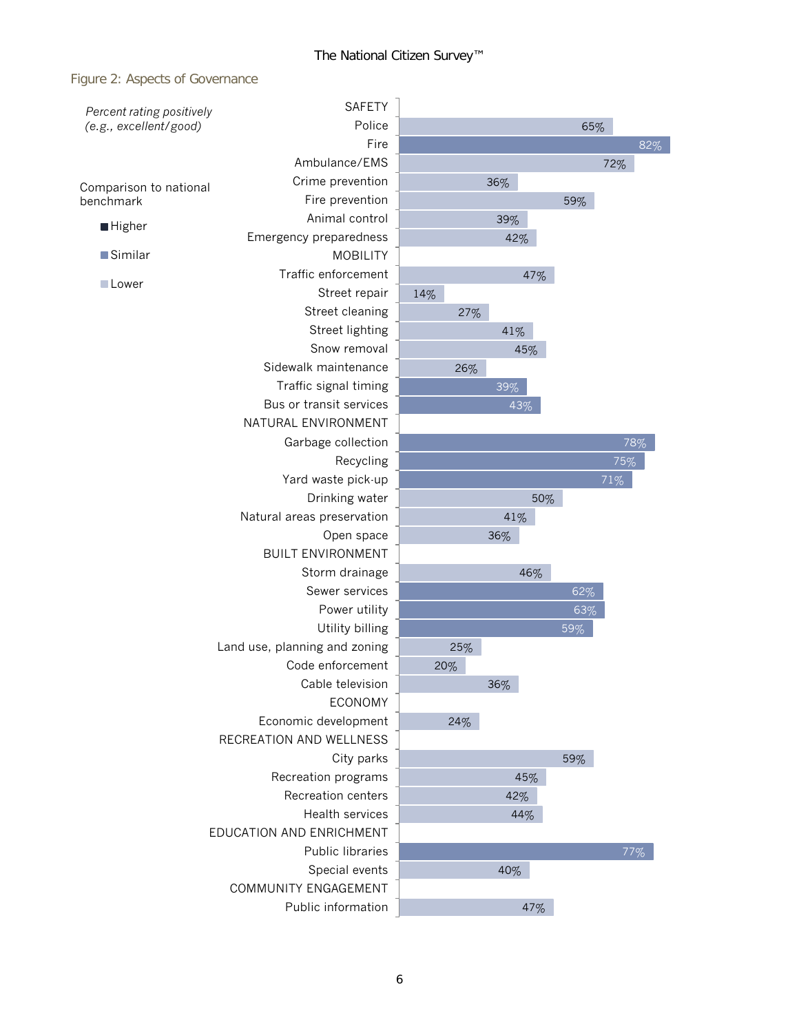## Figure 2: Aspects of Governance

*Percent rating positively (e.g., excellent/good)*

Comparison to national benchmark

- Higher
- Similar
- Lower

| Category / Service | Percent rating positively | Comparison to national benchmark |
|---|---|---|
| **SAFETY** | | |
| Police | 65% | Lower |
| Fire | 82% | Similar |
| Ambulance/EMS | 72% | Lower |
| Crime prevention | 36% | Lower |
| Fire prevention | 59% | Lower |
| Animal control | 39% | Lower |
| Emergency preparedness | 42% | Lower |
| **MOBILITY** | | |
| Traffic enforcement | 47% | Lower |
| Street repair | 14% | Lower |
| Street cleaning | 27% | Lower |
| Street lighting | 41% | Lower |
| Snow removal | 45% | Lower |
| Sidewalk maintenance | 26% | Lower |
| Traffic signal timing | 39% | Similar |
| Bus or transit services | 43% | Similar |
| **NATURAL ENVIRONMENT** | | |
| Garbage collection | 78% | Similar |
| Recycling | 75% | Similar |
| Yard waste pick-up | 71% | Similar |
| Drinking water | 50% | Lower |
| Natural areas preservation | 41% | Lower |
| Open space | 36% | Lower |
| **BUILT ENVIRONMENT** | | |
| Storm drainage | 46% | Lower |
| Sewer services | 62% | Similar |
| Power utility | 63% | Similar |
| Utility billing | 59% | Similar |
| Land use, planning and zoning | 25% | Lower |
| Code enforcement | 20% | Lower |
| Cable television | 36% | Lower |
| **ECONOMY** | | |
| Economic development | 24% | Lower |
| **RECREATION AND WELLNESS** | | |
| City parks | 59% | Lower |
| Recreation programs | 45% | Lower |
| Recreation centers | 42% | Lower |
| Health services | 44% | Lower |
| **EDUCATION AND ENRICHMENT** | | |
| Public libraries | 77% | Similar |
| Special events | 40% | Lower |
| **COMMUNITY ENGAGEMENT** | | |
| Public information | 47% | Lower |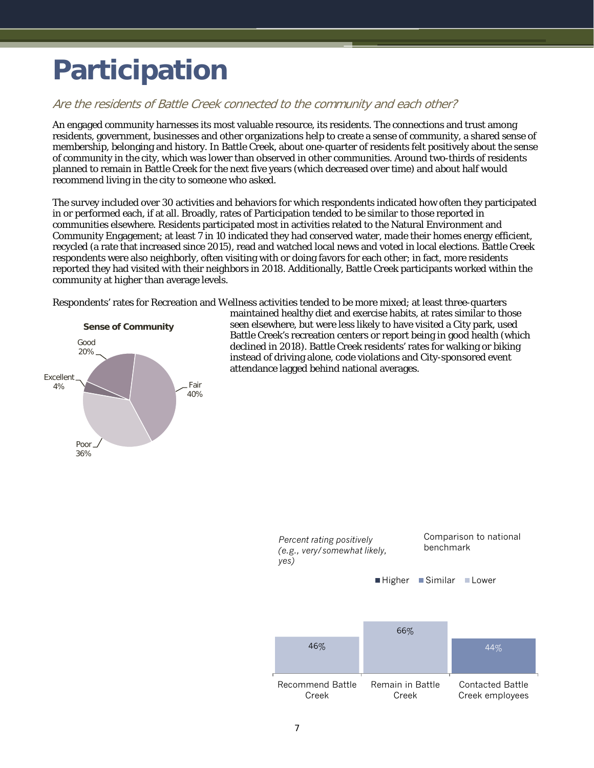# Participation

*Are the residents of Battle Creek connected to the community and each other?*

An engaged community harnesses its most valuable resource, its residents. The connections and trust among residents, government, businesses and other organizations help to create a sense of community, a shared sense of membership, belonging and history. In Battle Creek, about one-quarter of residents felt positively about the sense of community in the city, which was lower than observed in other communities. Around two-thirds of residents planned to remain in Battle Creek for the next five years (which decreased over time) and about half would recommend living in the city to someone who asked.

The survey included over 30 activities and behaviors for which respondents indicated how often they participated in or performed each, if at all. Broadly, rates of Participation tended to be similar to those reported in communities elsewhere. Residents participated most in activities related to the Natural Environment and Community Engagement; at least 7 in 10 indicated they had conserved water, made their homes energy efficient, recycled (a rate that increased since 2015), read and watched local news and voted in local elections. Battle Creek respondents were also neighborly, often visiting with or doing favors for each other; in fact, more residents reported they had visited with their neighbors in 2018. Additionally, Battle Creek participants worked within the community at higher than average levels.

Respondents' rates for Recreation and Wellness activities tended to be more mixed; at least three-quarters maintained healthy diet and exercise habits, at rates similar to those seen elsewhere, but were less likely to have visited a City park, used Battle Creek's recreation centers or report being in good health (which declined in 2018). Battle Creek residents' rates for walking or biking instead of driving alone, code violations and City-sponsored event attendance lagged behind national averages.

**Sense of Community**

| Rating | Percent |
|---|---|
| Excellent | 4% |
| Good | 20% |
| Fair | 40% |
| Poor | 36% |

*Percent rating positively (e.g., very/somewhat likely, yes)*

Comparison to national benchmark: Higher / Similar / Lower

| Item | Percent rating positively | Comparison to national benchmark |
|---|---|---|
| Recommend Battle Creek | 46% | Lower |
| Remain in Battle Creek | 66% | Lower |
| Contacted Battle Creek employees | 44% | Similar |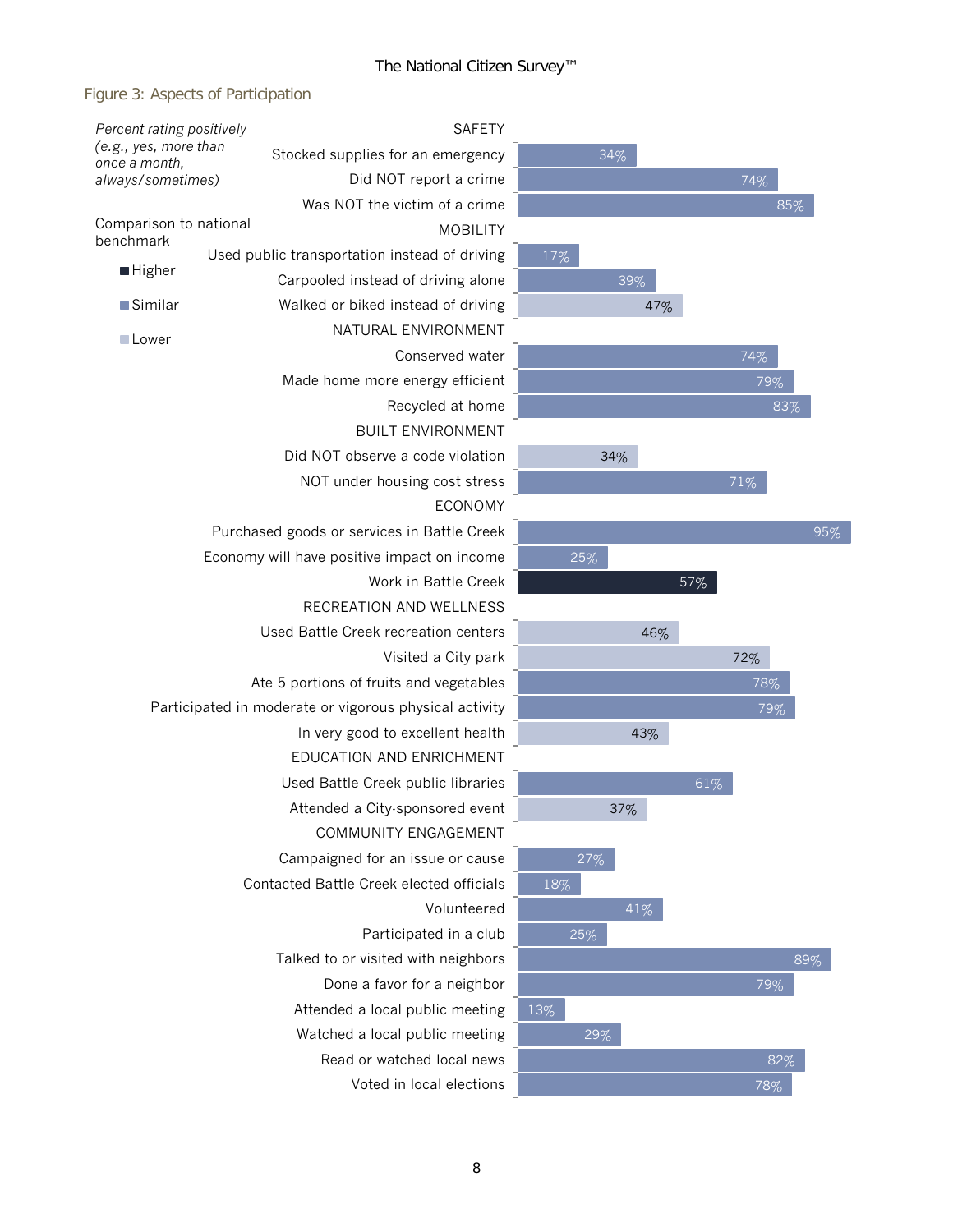### Figure 3: Aspects of Participation

*Percent rating positively (e.g., yes, more than once a month, always/sometimes)*

Comparison to national benchmark: Higher / Similar / Lower

| Category / Item | Percent | Comparison to national benchmark |
|---|---|---|
| **SAFETY** | | |
| Stocked supplies for an emergency | 34% | Similar |
| Did NOT report a crime | 74% | Similar |
| Was NOT the victim of a crime | 85% | Similar |
| **MOBILITY** | | |
| Used public transportation instead of driving | 17% | Similar |
| Carpooled instead of driving alone | 39% | Similar |
| Walked or biked instead of driving | 47% | Lower |
| **NATURAL ENVIRONMENT** | | |
| Conserved water | 74% | Similar |
| Made home more energy efficient | 79% | Similar |
| Recycled at home | 83% | Similar |
| **BUILT ENVIRONMENT** | | |
| Did NOT observe a code violation | 34% | Lower |
| NOT under housing cost stress | 71% | Similar |
| **ECONOMY** | | |
| Purchased goods or services in Battle Creek | 95% | Similar |
| Economy will have positive impact on income | 25% | Similar |
| Work in Battle Creek | 57% | Higher |
| **RECREATION AND WELLNESS** | | |
| Used Battle Creek recreation centers | 46% | Lower |
| Visited a City park | 72% | Lower |
| Ate 5 portions of fruits and vegetables | 78% | Similar |
| Participated in moderate or vigorous physical activity | 79% | Similar |
| In very good to excellent health | 43% | Lower |
| **EDUCATION AND ENRICHMENT** | | |
| Used Battle Creek public libraries | 61% | Similar |
| Attended a City-sponsored event | 37% | Lower |
| **COMMUNITY ENGAGEMENT** | | |
| Campaigned for an issue or cause | 27% | Similar |
| Contacted Battle Creek elected officials | 18% | Similar |
| Volunteered | 41% | Similar |
| Participated in a club | 25% | Similar |
| Talked to or visited with neighbors | 89% | Similar |
| Done a favor for a neighbor | 79% | Similar |
| Attended a local public meeting | 13% | Similar |
| Watched a local public meeting | 29% | Similar |
| Read or watched local news | 82% | Similar |
| Voted in local elections | 78% | Similar |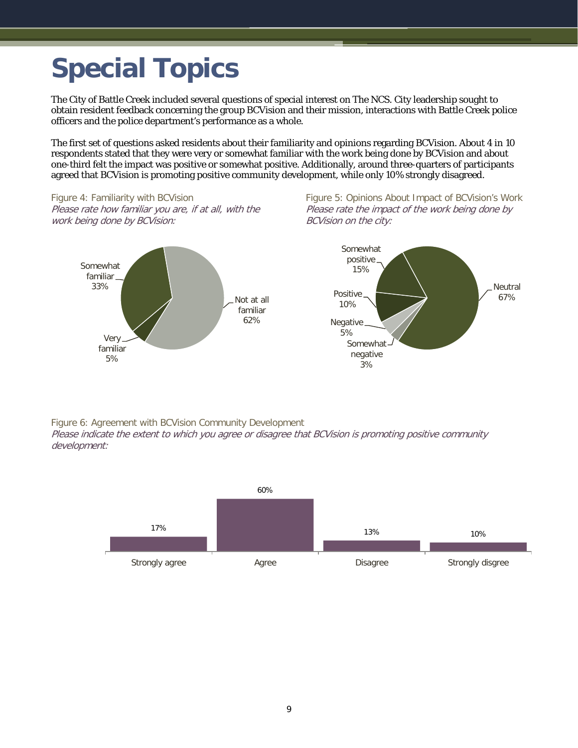# Special Topics

The City of Battle Creek included several questions of special interest on The NCS. City leadership sought to obtain resident feedback concerning the group BCVision and their mission, interactions with Battle Creek police officers and the police department's performance as a whole.

The first set of questions asked residents about their familiarity and opinions regarding BCVision. About 4 in 10 respondents stated that they were very or somewhat familiar with the work being done by BCVision and about one-third felt the impact was positive or somewhat positive. Additionally, around three-quarters of participants agreed that BCVision is promoting positive community development, while only 10% strongly disagreed.

Figure 4: Familiarity with BCVision

*Please rate how familiar you are, if at all, with the work being done by BCVision:*

| Response | Percent |
|---|---|
| Very familiar | 5% |
| Somewhat familiar | 33% |
| Not at all familiar | 62% |

Figure 5: Opinions About Impact of BCVision's Work

*Please rate the impact of the work being done by BCVision on the city:*

| Response | Percent |
|---|---|
| Positive | 10% |
| Somewhat positive | 15% |
| Neutral | 67% |
| Somewhat negative | 3% |
| Negative | 5% |

Figure 6: Agreement with BCVision Community Development

*Please indicate the extent to which you agree or disagree that BCVision is promoting positive community development:*

| Strongly agree | Agree | Disagree | Strongly disgree |
|---|---|---|---|
| 17% | 60% | 13% | 10% |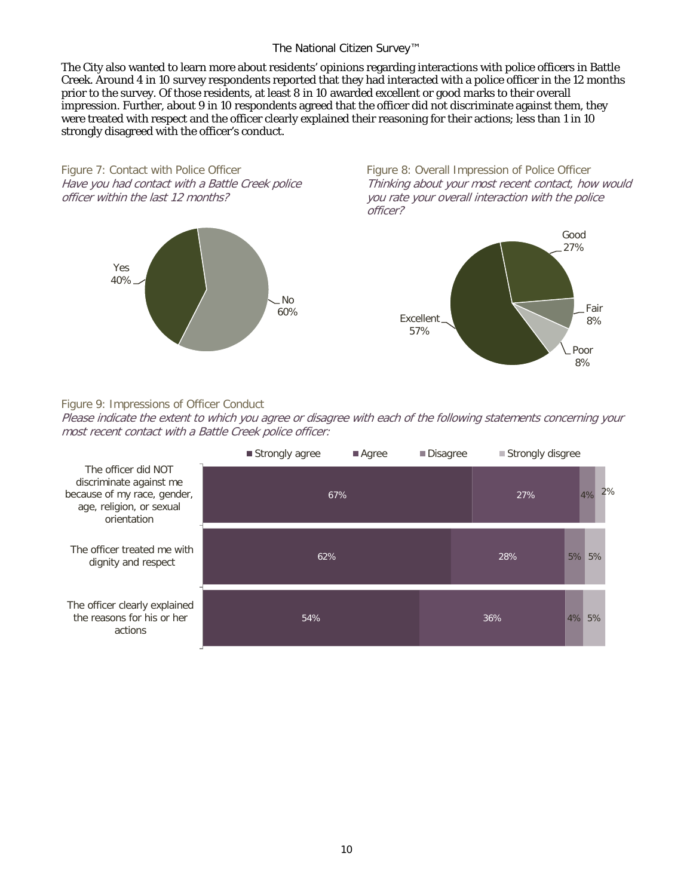The City also wanted to learn more about residents' opinions regarding interactions with police officers in Battle Creek. Around 4 in 10 survey respondents reported that they had interacted with a police officer in the 12 months prior to the survey. Of those residents, at least 8 in 10 awarded excellent or good marks to their overall impression. Further, about 9 in 10 respondents agreed that the officer did not discriminate against them, they were treated with respect and the officer clearly explained their reasoning for their actions; less than 1 in 10 strongly disagreed with the officer's conduct.

Figure 7: Contact with Police Officer

*Have you had contact with a Battle Creek police officer within the last 12 months?*

| Response | Percent |
|---|---|
| Yes | 40% |
| No | 60% |

Figure 8: Overall Impression of Police Officer

*Thinking about your most recent contact, how would you rate your overall interaction with the police officer?*

| Response | Percent |
|---|---|
| Excellent | 57% |
| Good | 27% |
| Fair | 8% |
| Poor | 8% |

Figure 9: Impressions of Officer Conduct

*Please indicate the extent to which you agree or disagree with each of the following statements concerning your most recent contact with a Battle Creek police officer:*

| Statement | Strongly agree | Agree | Disagree | Strongly disgree |
|---|---|---|---|---|
| The officer did NOT discriminate against me because of my race, gender, age, religion, or sexual orientation | 67% | 27% | 4% | 2% |
| The officer treated me with dignity and respect | 62% | 28% | 5% | 5% |
| The officer clearly explained the reasons for his or her actions | 54% | 36% | 4% | 5% |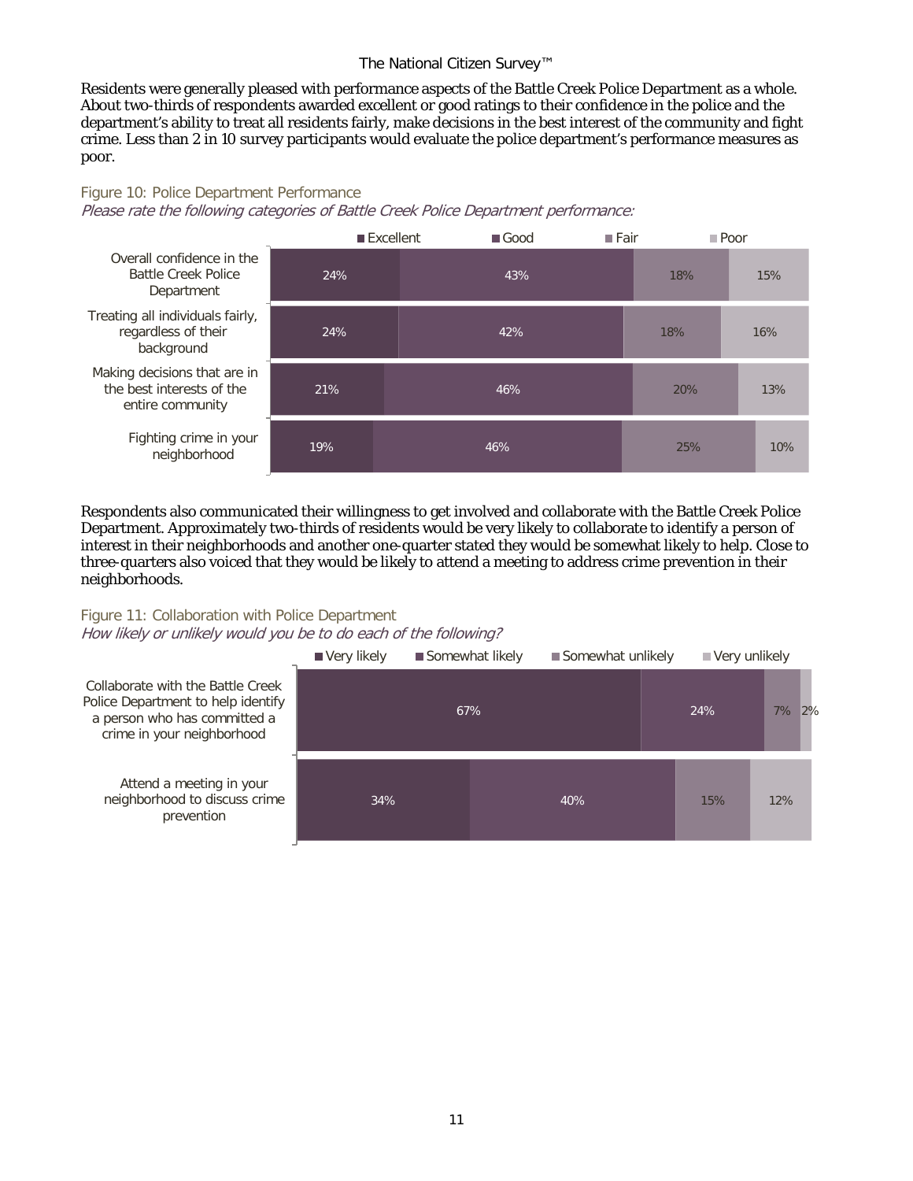Residents were generally pleased with performance aspects of the Battle Creek Police Department as a whole. About two-thirds of respondents awarded excellent or good ratings to their confidence in the police and the department's ability to treat all residents fairly, make decisions in the best interest of the community and fight crime. Less than 2 in 10 survey participants would evaluate the police department's performance measures as poor.

Figure 10: Police Department Performance

*Please rate the following categories of Battle Creek Police Department performance:*

| | Excellent | Good | Fair | Poor |
|---|---|---|---|---|
| Overall confidence in the Battle Creek Police Department | 24% | 43% | 18% | 15% |
| Treating all individuals fairly, regardless of their background | 24% | 42% | 18% | 16% |
| Making decisions that are in the best interests of the entire community | 21% | 46% | 20% | 13% |
| Fighting crime in your neighborhood | 19% | 46% | 25% | 10% |

Respondents also communicated their willingness to get involved and collaborate with the Battle Creek Police Department. Approximately two-thirds of residents would be very likely to collaborate to identify a person of interest in their neighborhoods and another one-quarter stated they would be somewhat likely to help. Close to three-quarters also voiced that they would be likely to attend a meeting to address crime prevention in their neighborhoods.

Figure 11: Collaboration with Police Department

*How likely or unlikely would you be to do each of the following?*

| | Very likely | Somewhat likely | Somewhat unlikely | Very unlikely |
|---|---|---|---|---|
| Collaborate with the Battle Creek Police Department to help identify a person who has committed a crime in your neighborhood | 67% | 24% | 7% | 2% |
| Attend a meeting in your neighborhood to discuss crime prevention | 34% | 40% | 15% | 12% |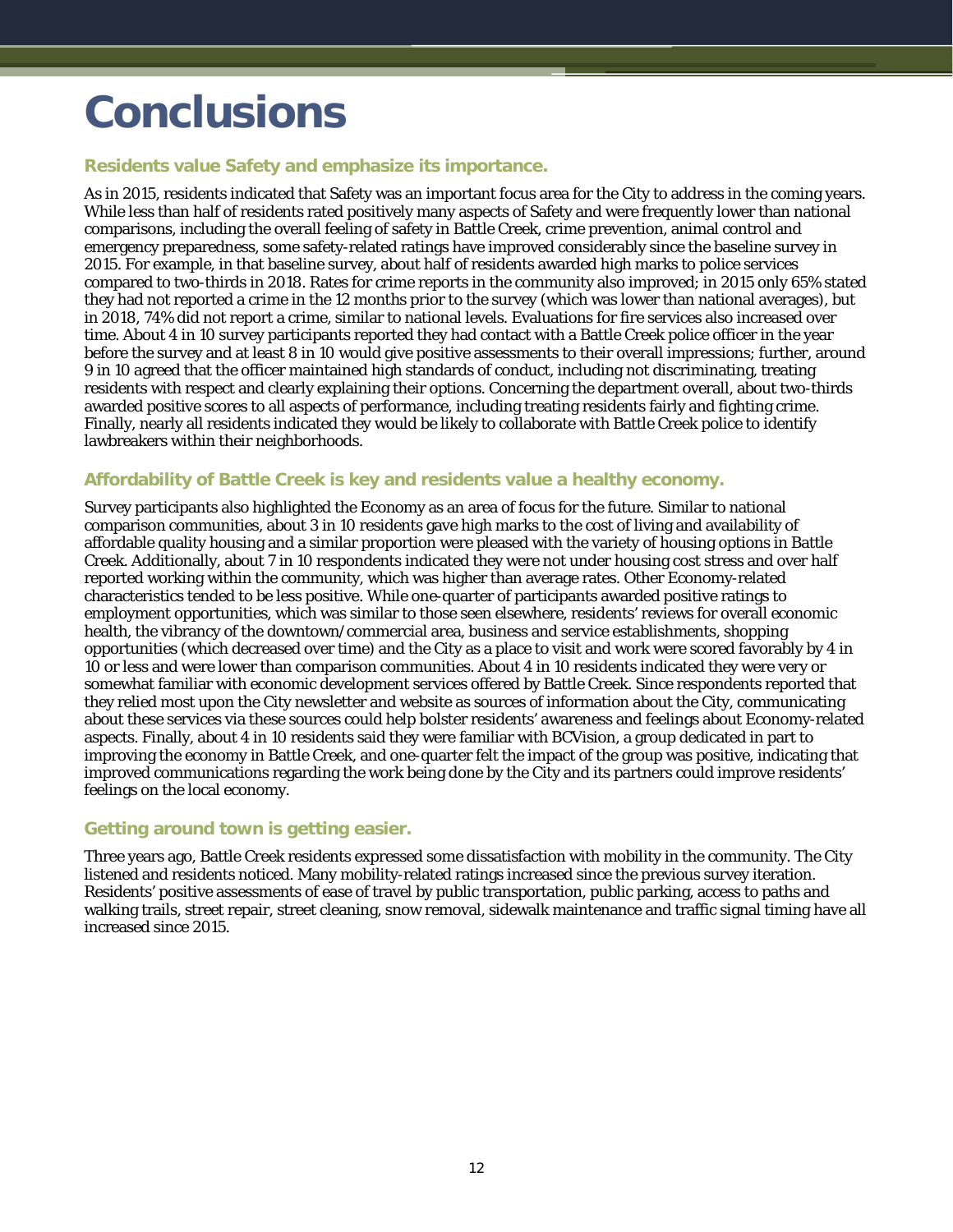# Conclusions

### Residents value Safety and emphasize its importance.

As in 2015, residents indicated that Safety was an important focus area for the City to address in the coming years. While less than half of residents rated positively many aspects of Safety and were frequently lower than national comparisons, including the overall feeling of safety in Battle Creek, crime prevention, animal control and emergency preparedness, some safety-related ratings have improved considerably since the baseline survey in 2015. For example, in that baseline survey, about half of residents awarded high marks to police services compared to two-thirds in 2018. Rates for crime reports in the community also improved; in 2015 only 65% stated they had not reported a crime in the 12 months prior to the survey (which was lower than national averages), but in 2018, 74% did not report a crime, similar to national levels. Evaluations for fire services also increased over time. About 4 in 10 survey participants reported they had contact with a Battle Creek police officer in the year before the survey and at least 8 in 10 would give positive assessments to their overall impressions; further, around 9 in 10 agreed that the officer maintained high standards of conduct, including not discriminating, treating residents with respect and clearly explaining their options. Concerning the department overall, about two-thirds awarded positive scores to all aspects of performance, including treating residents fairly and fighting crime. Finally, nearly all residents indicated they would be likely to collaborate with Battle Creek police to identify lawbreakers within their neighborhoods.

### Affordability of Battle Creek is key and residents value a healthy economy.

Survey participants also highlighted the Economy as an area of focus for the future. Similar to national comparison communities, about 3 in 10 residents gave high marks to the cost of living and availability of affordable quality housing and a similar proportion were pleased with the variety of housing options in Battle Creek. Additionally, about 7 in 10 respondents indicated they were not under housing cost stress and over half reported working within the community, which was higher than average rates. Other Economy-related characteristics tended to be less positive. While one-quarter of participants awarded positive ratings to employment opportunities, which was similar to those seen elsewhere, residents' reviews for overall economic health, the vibrancy of the downtown/commercial area, business and service establishments, shopping opportunities (which decreased over time) and the City as a place to visit and work were scored favorably by 4 in 10 or less and were lower than comparison communities. About 4 in 10 residents indicated they were very or somewhat familiar with economic development services offered by Battle Creek. Since respondents reported that they relied most upon the City newsletter and website as sources of information about the City, communicating about these services via these sources could help bolster residents' awareness and feelings about Economy-related aspects. Finally, about 4 in 10 residents said they were familiar with BCVision, a group dedicated in part to improving the economy in Battle Creek, and one-quarter felt the impact of the group was positive, indicating that improved communications regarding the work being done by the City and its partners could improve residents' feelings on the local economy.

### Getting around town is getting easier.

Three years ago, Battle Creek residents expressed some dissatisfaction with mobility in the community. The City listened and residents noticed. Many mobility-related ratings increased since the previous survey iteration. Residents' positive assessments of ease of travel by public transportation, public parking, access to paths and walking trails, street repair, street cleaning, snow removal, sidewalk maintenance and traffic signal timing have all increased since 2015.